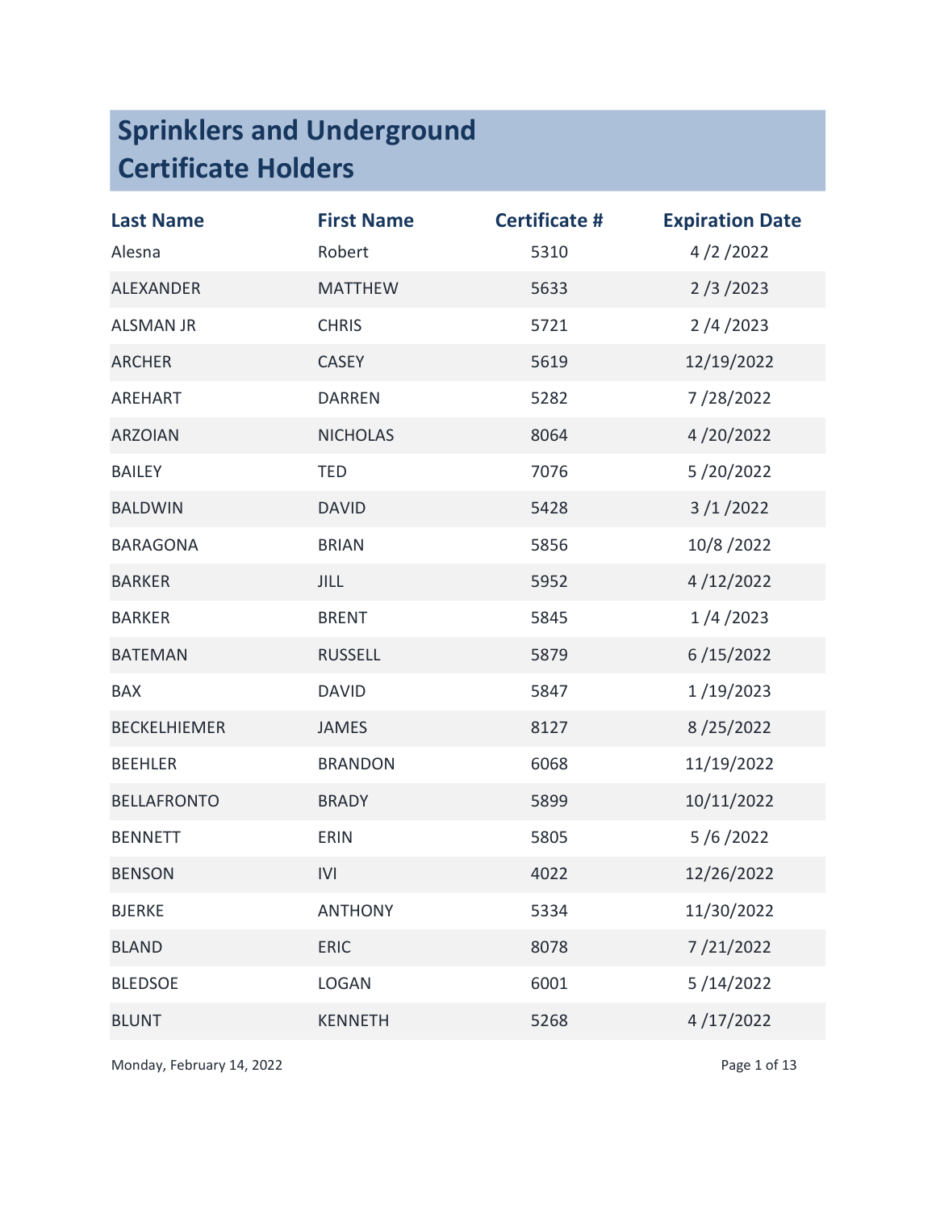# Sprinklers and Underground Certificate Holders

| Last Name | First Name | Certificate # | Expiration Date |
|---|---|---|---|
| Alesna | Robert | 5310 | 4 /2 /2022 |
| ALEXANDER | MATTHEW | 5633 | 2 /3 /2023 |
| ALSMAN JR | CHRIS | 5721 | 2 /4 /2023 |
| ARCHER | CASEY | 5619 | 12/19/2022 |
| AREHART | DARREN | 5282 | 7 /28/2022 |
| ARZOIAN | NICHOLAS | 8064 | 4 /20/2022 |
| BAILEY | TED | 7076 | 5 /20/2022 |
| BALDWIN | DAVID | 5428 | 3 /1 /2022 |
| BARAGONA | BRIAN | 5856 | 10/8 /2022 |
| BARKER | JILL | 5952 | 4 /12/2022 |
| BARKER | BRENT | 5845 | 1 /4 /2023 |
| BATEMAN | RUSSELL | 5879 | 6 /15/2022 |
| BAX | DAVID | 5847 | 1 /19/2023 |
| BECKELHIEMER | JAMES | 8127 | 8 /25/2022 |
| BEEHLER | BRANDON | 6068 | 11/19/2022 |
| BELLAFRONTO | BRADY | 5899 | 10/11/2022 |
| BENNETT | ERIN | 5805 | 5 /6 /2022 |
| BENSON | IVI | 4022 | 12/26/2022 |
| BJERKE | ANTHONY | 5334 | 11/30/2022 |
| BLAND | ERIC | 8078 | 7 /21/2022 |
| BLEDSOE | LOGAN | 6001 | 5 /14/2022 |
| BLUNT | KENNETH | 5268 | 4 /17/2022 |

Monday, February 14, 2022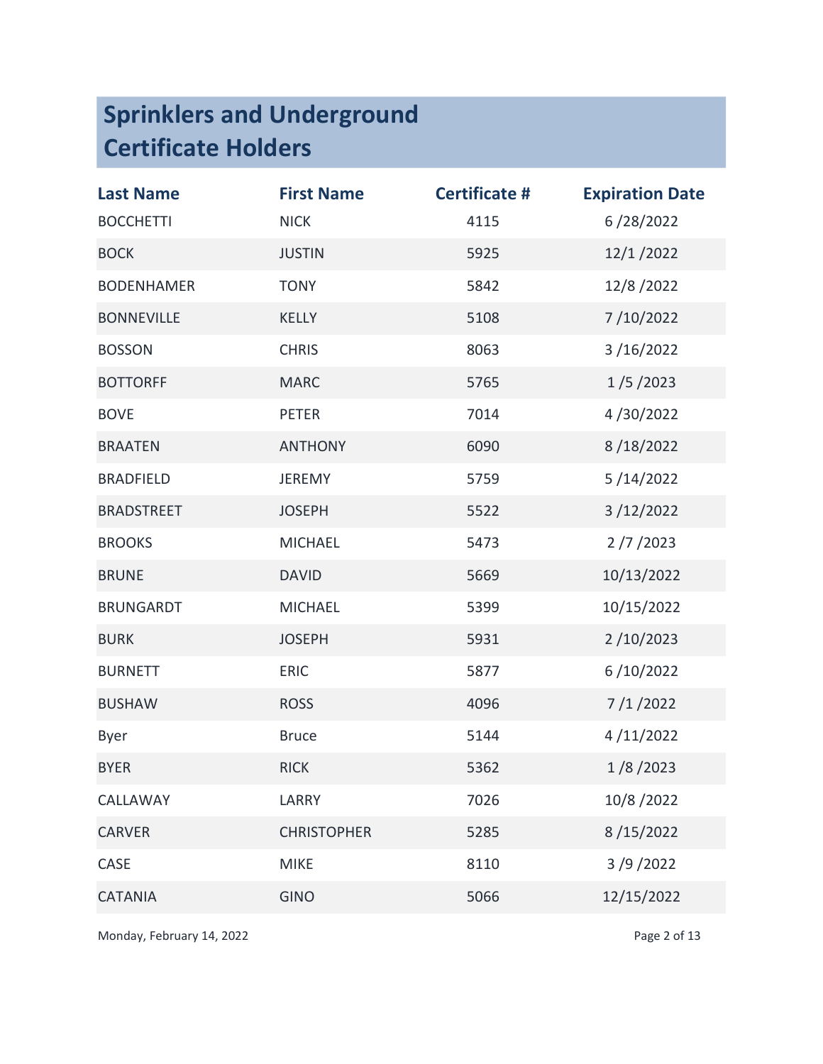# Sprinklers and Underground Certificate Holders

| Last Name | First Name | Certificate # | Expiration Date |
|---|---|---|---|
| BOCCHETTI | NICK | 4115 | 6 /28/2022 |
| BOCK | JUSTIN | 5925 | 12/1 /2022 |
| BODENHAMER | TONY | 5842 | 12/8 /2022 |
| BONNEVILLE | KELLY | 5108 | 7 /10/2022 |
| BOSSON | CHRIS | 8063 | 3 /16/2022 |
| BOTTORFF | MARC | 5765 | 1 /5 /2023 |
| BOVE | PETER | 7014 | 4 /30/2022 |
| BRAATEN | ANTHONY | 6090 | 8 /18/2022 |
| BRADFIELD | JEREMY | 5759 | 5 /14/2022 |
| BRADSTREET | JOSEPH | 5522 | 3 /12/2022 |
| BROOKS | MICHAEL | 5473 | 2 /7 /2023 |
| BRUNE | DAVID | 5669 | 10/13/2022 |
| BRUNGARDT | MICHAEL | 5399 | 10/15/2022 |
| BURK | JOSEPH | 5931 | 2 /10/2023 |
| BURNETT | ERIC | 5877 | 6 /10/2022 |
| BUSHAW | ROSS | 4096 | 7 /1 /2022 |
| Byer | Bruce | 5144 | 4 /11/2022 |
| BYER | RICK | 5362 | 1 /8 /2023 |
| CALLAWAY | LARRY | 7026 | 10/8 /2022 |
| CARVER | CHRISTOPHER | 5285 | 8 /15/2022 |
| CASE | MIKE | 8110 | 3 /9 /2022 |
| CATANIA | GINO | 5066 | 12/15/2022 |

Monday, February 14, 2022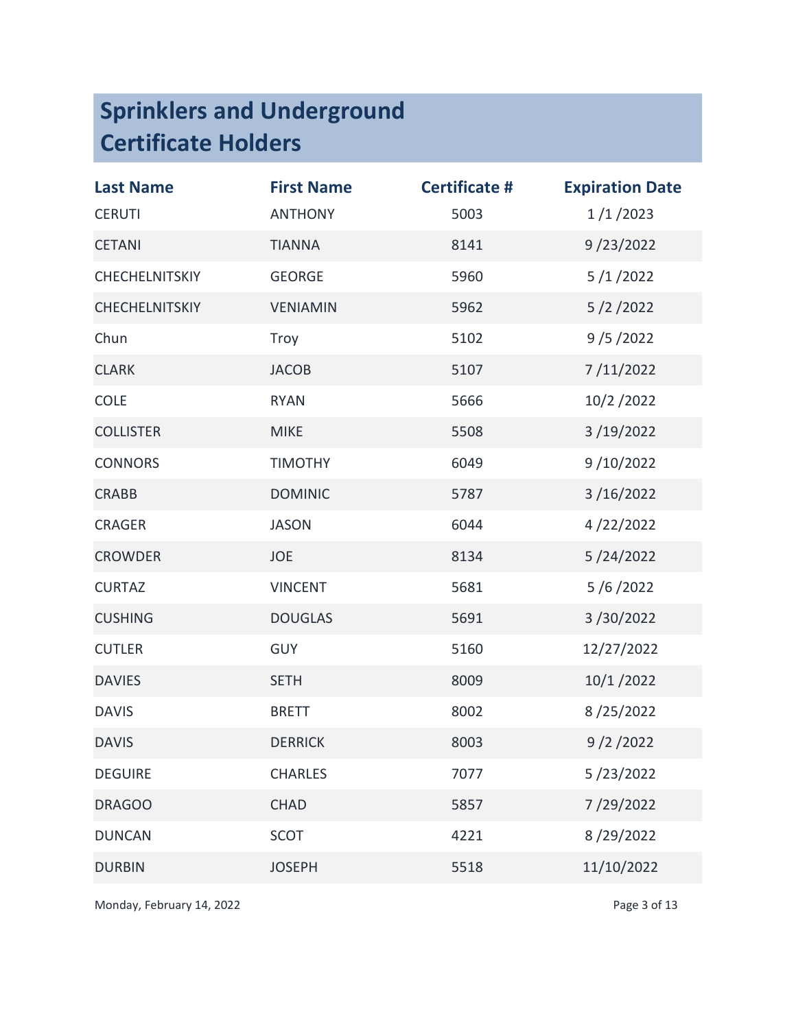# Sprinklers and Underground Certificate Holders

| Last Name | First Name | Certificate # | Expiration Date |
|---|---|---|---|
| CERUTI | ANTHONY | 5003 | 1 /1 /2023 |
| CETANI | TIANNA | 8141 | 9 /23/2022 |
| CHECHELNITSKIY | GEORGE | 5960 | 5 /1 /2022 |
| CHECHELNITSKIY | VENIAMIN | 5962 | 5 /2 /2022 |
| Chun | Troy | 5102 | 9 /5 /2022 |
| CLARK | JACOB | 5107 | 7 /11/2022 |
| COLE | RYAN | 5666 | 10/2 /2022 |
| COLLISTER | MIKE | 5508 | 3 /19/2022 |
| CONNORS | TIMOTHY | 6049 | 9 /10/2022 |
| CRABB | DOMINIC | 5787 | 3 /16/2022 |
| CRAGER | JASON | 6044 | 4 /22/2022 |
| CROWDER | JOE | 8134 | 5 /24/2022 |
| CURTAZ | VINCENT | 5681 | 5 /6 /2022 |
| CUSHING | DOUGLAS | 5691 | 3 /30/2022 |
| CUTLER | GUY | 5160 | 12/27/2022 |
| DAVIES | SETH | 8009 | 10/1 /2022 |
| DAVIS | BRETT | 8002 | 8 /25/2022 |
| DAVIS | DERRICK | 8003 | 9 /2 /2022 |
| DEGUIRE | CHARLES | 7077 | 5 /23/2022 |
| DRAGOO | CHAD | 5857 | 7 /29/2022 |
| DUNCAN | SCOT | 4221 | 8 /29/2022 |
| DURBIN | JOSEPH | 5518 | 11/10/2022 |

Monday, February 14, 2022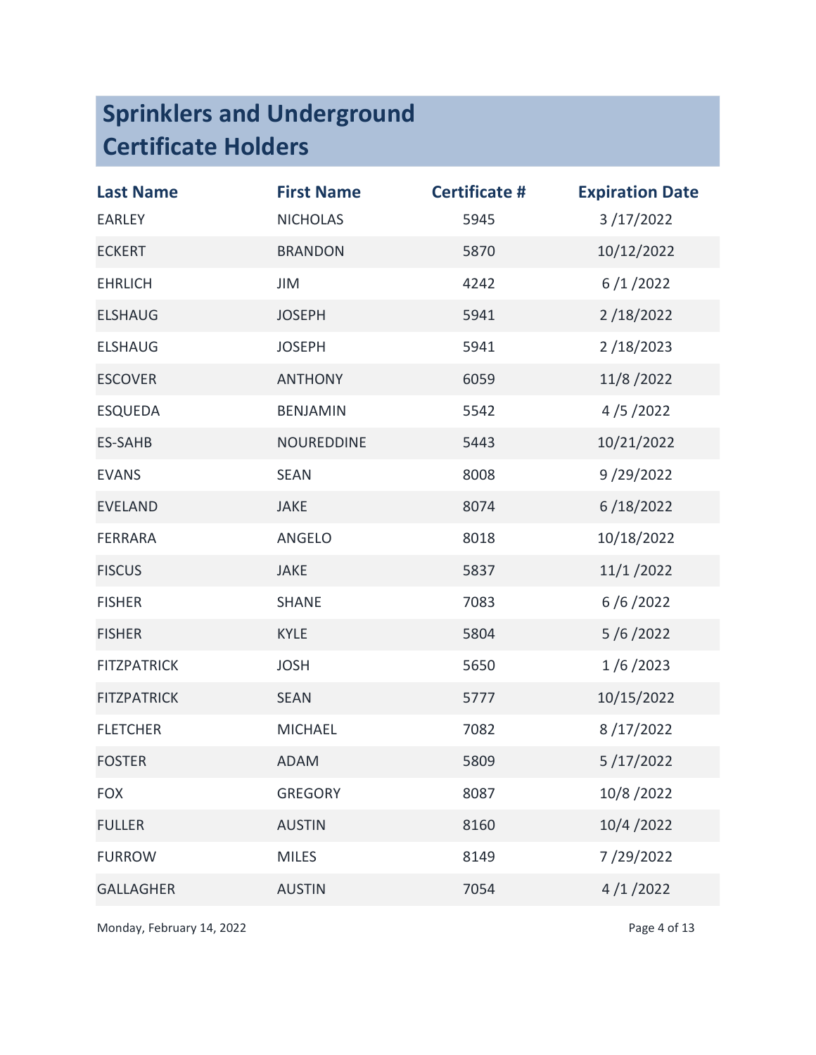# Sprinklers and Underground Certificate Holders

| Last Name | First Name | Certificate # | Expiration Date |
| --- | --- | --- | --- |
| EARLEY | NICHOLAS | 5945 | 3 /17/2022 |
| ECKERT | BRANDON | 5870 | 10/12/2022 |
| EHRLICH | JIM | 4242 | 6 /1 /2022 |
| ELSHAUG | JOSEPH | 5941 | 2 /18/2022 |
| ELSHAUG | JOSEPH | 5941 | 2 /18/2023 |
| ESCOVER | ANTHONY | 6059 | 11/8 /2022 |
| ESQUEDA | BENJAMIN | 5542 | 4 /5 /2022 |
| ES-SAHB | NOUREDDINE | 5443 | 10/21/2022 |
| EVANS | SEAN | 8008 | 9 /29/2022 |
| EVELAND | JAKE | 8074 | 6 /18/2022 |
| FERRARA | ANGELO | 8018 | 10/18/2022 |
| FISCUS | JAKE | 5837 | 11/1 /2022 |
| FISHER | SHANE | 7083 | 6 /6 /2022 |
| FISHER | KYLE | 5804 | 5 /6 /2022 |
| FITZPATRICK | JOSH | 5650 | 1 /6 /2023 |
| FITZPATRICK | SEAN | 5777 | 10/15/2022 |
| FLETCHER | MICHAEL | 7082 | 8 /17/2022 |
| FOSTER | ADAM | 5809 | 5 /17/2022 |
| FOX | GREGORY | 8087 | 10/8 /2022 |
| FULLER | AUSTIN | 8160 | 10/4 /2022 |
| FURROW | MILES | 8149 | 7 /29/2022 |
| GALLAGHER | AUSTIN | 7054 | 4 /1 /2022 |

Monday, February 14, 2022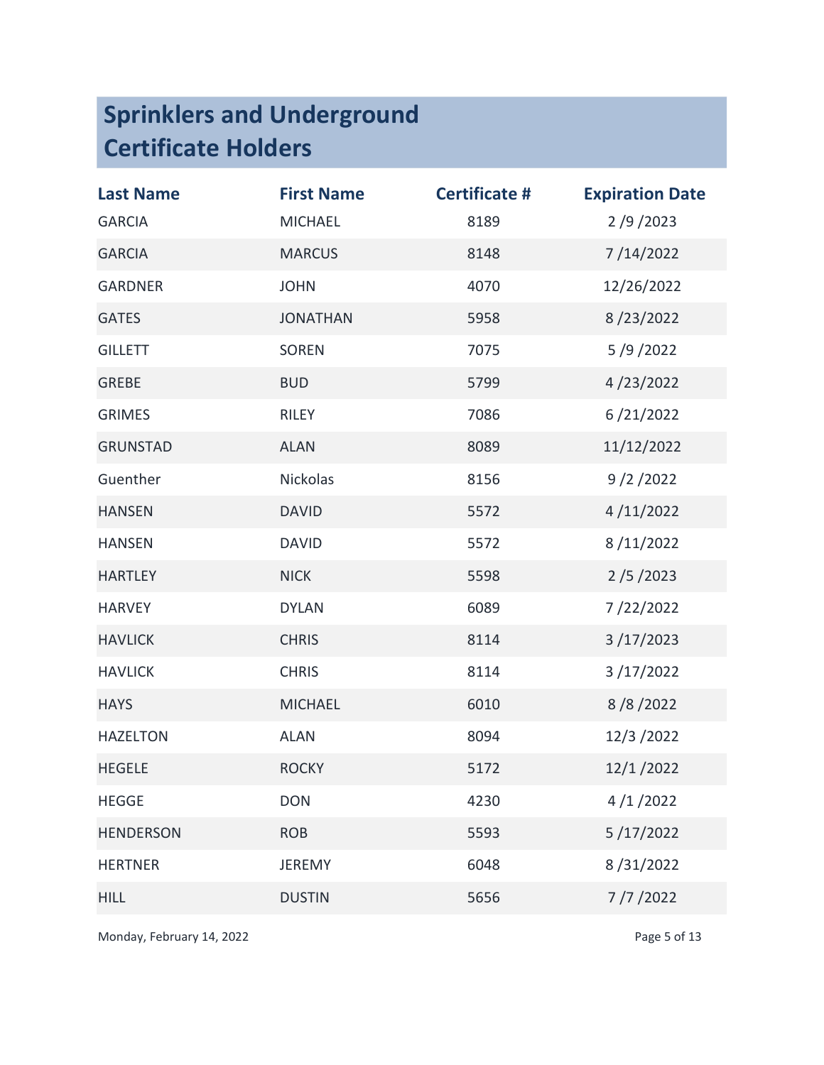# Sprinklers and Underground Certificate Holders

| Last Name | First Name | Certificate # | Expiration Date |
|---|---|---|---|
| GARCIA | MICHAEL | 8189 | 2 /9 /2023 |
| GARCIA | MARCUS | 8148 | 7 /14/2022 |
| GARDNER | JOHN | 4070 | 12/26/2022 |
| GATES | JONATHAN | 5958 | 8 /23/2022 |
| GILLETT | SOREN | 7075 | 5 /9 /2022 |
| GREBE | BUD | 5799 | 4 /23/2022 |
| GRIMES | RILEY | 7086 | 6 /21/2022 |
| GRUNSTAD | ALAN | 8089 | 11/12/2022 |
| Guenther | Nickolas | 8156 | 9 /2 /2022 |
| HANSEN | DAVID | 5572 | 4 /11/2022 |
| HANSEN | DAVID | 5572 | 8 /11/2022 |
| HARTLEY | NICK | 5598 | 2 /5 /2023 |
| HARVEY | DYLAN | 6089 | 7 /22/2022 |
| HAVLICK | CHRIS | 8114 | 3 /17/2023 |
| HAVLICK | CHRIS | 8114 | 3 /17/2022 |
| HAYS | MICHAEL | 6010 | 8 /8 /2022 |
| HAZELTON | ALAN | 8094 | 12/3 /2022 |
| HEGELE | ROCKY | 5172 | 12/1 /2022 |
| HEGGE | DON | 4230 | 4 /1 /2022 |
| HENDERSON | ROB | 5593 | 5 /17/2022 |
| HERTNER | JEREMY | 6048 | 8 /31/2022 |
| HILL | DUSTIN | 5656 | 7 /7 /2022 |

Monday, February 14, 2022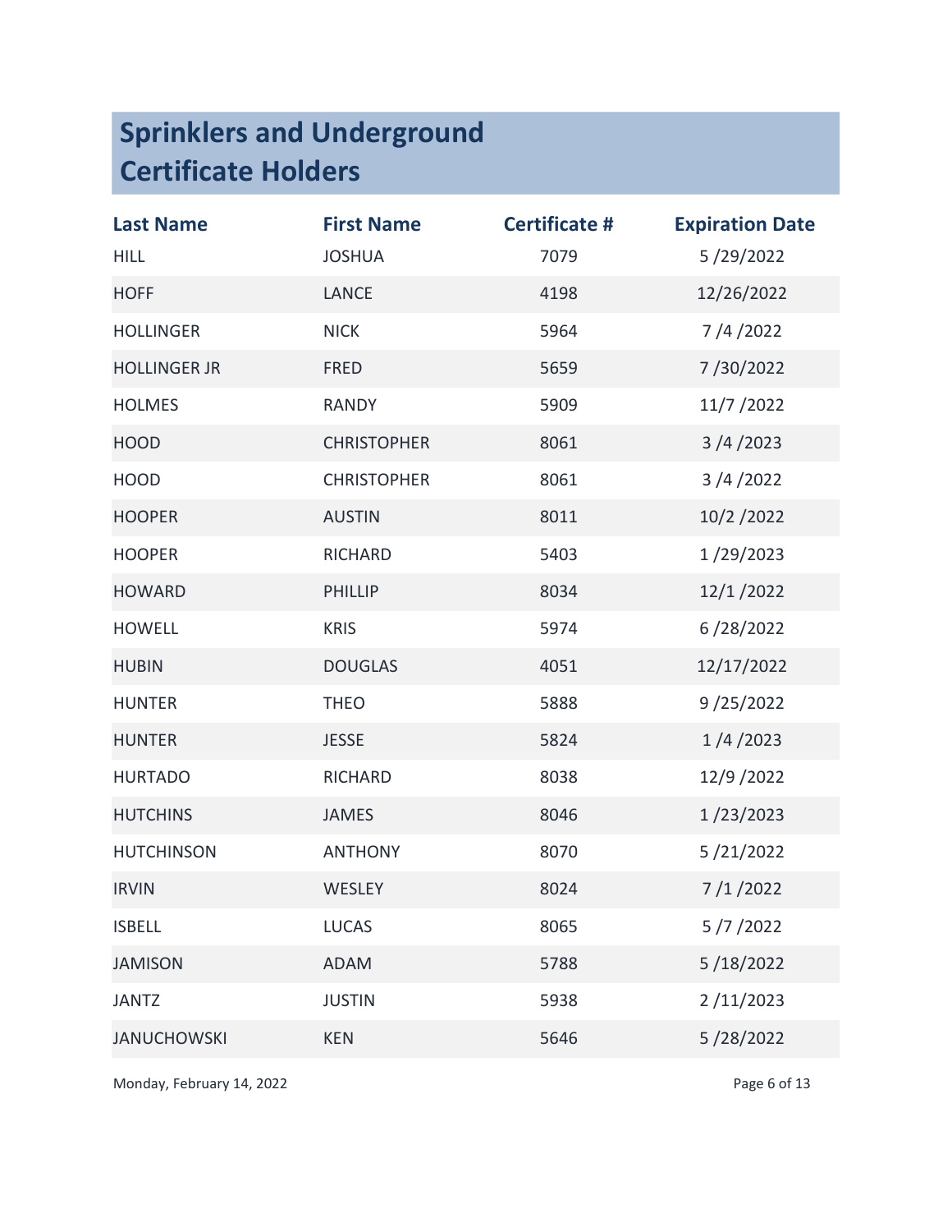# Sprinklers and Underground Certificate Holders

| Last Name | First Name | Certificate # | Expiration Date |
|---|---|---|---|
| HILL | JOSHUA | 7079 | 5 /29/2022 |
| HOFF | LANCE | 4198 | 12/26/2022 |
| HOLLINGER | NICK | 5964 | 7 /4 /2022 |
| HOLLINGER JR | FRED | 5659 | 7 /30/2022 |
| HOLMES | RANDY | 5909 | 11/7 /2022 |
| HOOD | CHRISTOPHER | 8061 | 3 /4 /2023 |
| HOOD | CHRISTOPHER | 8061 | 3 /4 /2022 |
| HOOPER | AUSTIN | 8011 | 10/2 /2022 |
| HOOPER | RICHARD | 5403 | 1 /29/2023 |
| HOWARD | PHILLIP | 8034 | 12/1 /2022 |
| HOWELL | KRIS | 5974 | 6 /28/2022 |
| HUBIN | DOUGLAS | 4051 | 12/17/2022 |
| HUNTER | THEO | 5888 | 9 /25/2022 |
| HUNTER | JESSE | 5824 | 1 /4 /2023 |
| HURTADO | RICHARD | 8038 | 12/9 /2022 |
| HUTCHINS | JAMES | 8046 | 1 /23/2023 |
| HUTCHINSON | ANTHONY | 8070 | 5 /21/2022 |
| IRVIN | WESLEY | 8024 | 7 /1 /2022 |
| ISBELL | LUCAS | 8065 | 5 /7 /2022 |
| JAMISON | ADAM | 5788 | 5 /18/2022 |
| JANTZ | JUSTIN | 5938 | 2 /11/2023 |
| JANUCHOWSKI | KEN | 5646 | 5 /28/2022 |

Monday, February 14, 2022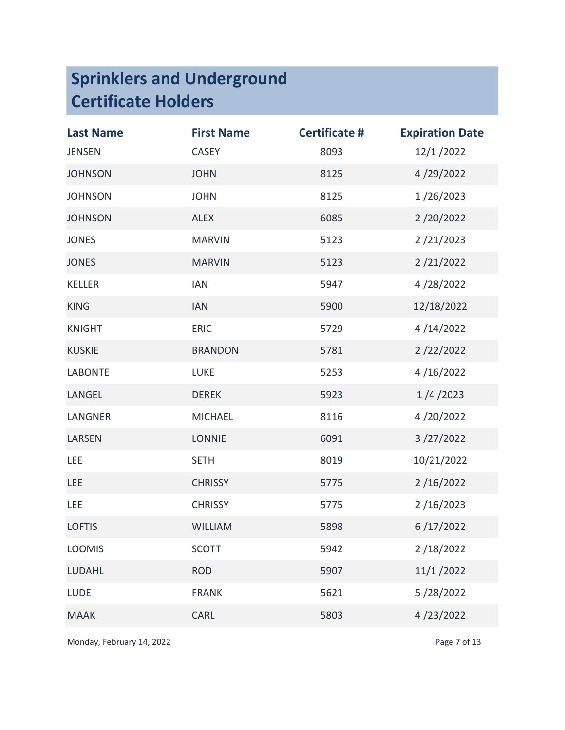# Sprinklers and Underground Certificate Holders

| Last Name | First Name | Certificate # | Expiration Date |
|---|---|---|---|
| JENSEN | CASEY | 8093 | 12/1 /2022 |
| JOHNSON | JOHN | 8125 | 4 /29/2022 |
| JOHNSON | JOHN | 8125 | 1 /26/2023 |
| JOHNSON | ALEX | 6085 | 2 /20/2022 |
| JONES | MARVIN | 5123 | 2 /21/2023 |
| JONES | MARVIN | 5123 | 2 /21/2022 |
| KELLER | IAN | 5947 | 4 /28/2022 |
| KING | IAN | 5900 | 12/18/2022 |
| KNIGHT | ERIC | 5729 | 4 /14/2022 |
| KUSKIE | BRANDON | 5781 | 2 /22/2022 |
| LABONTE | LUKE | 5253 | 4 /16/2022 |
| LANGEL | DEREK | 5923 | 1 /4 /2023 |
| LANGNER | MICHAEL | 8116 | 4 /20/2022 |
| LARSEN | LONNIE | 6091 | 3 /27/2022 |
| LEE | SETH | 8019 | 10/21/2022 |
| LEE | CHRISSY | 5775 | 2 /16/2022 |
| LEE | CHRISSY | 5775 | 2 /16/2023 |
| LOFTIS | WILLIAM | 5898 | 6 /17/2022 |
| LOOMIS | SCOTT | 5942 | 2 /18/2022 |
| LUDAHL | ROD | 5907 | 11/1 /2022 |
| LUDE | FRANK | 5621 | 5 /28/2022 |
| MAAK | CARL | 5803 | 4 /23/2022 |

Monday, February 14, 2022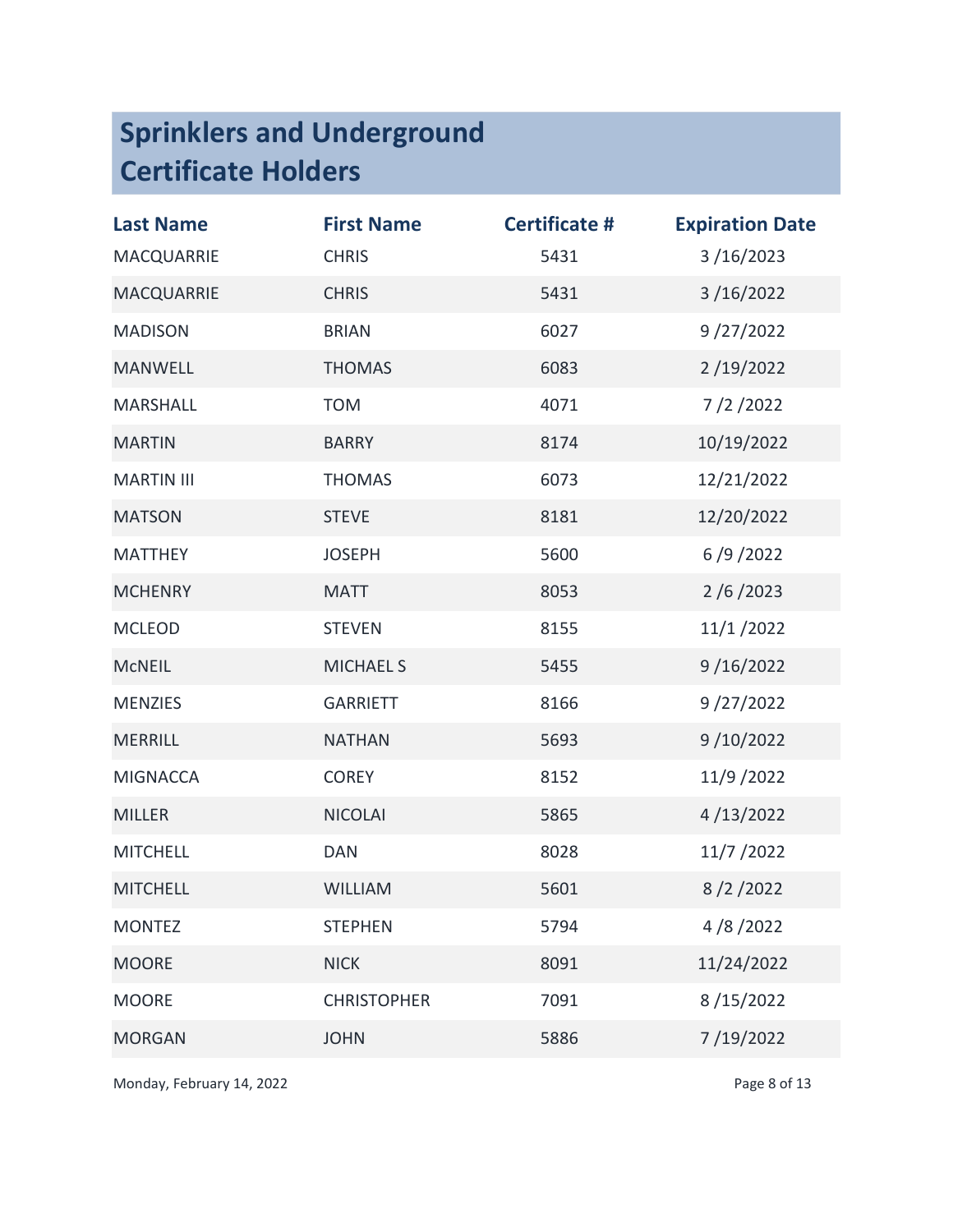# Sprinklers and Underground Certificate Holders

| Last Name | First Name | Certificate # | Expiration Date |
|---|---|---|---|
| MACQUARRIE | CHRIS | 5431 | 3 /16/2023 |
| MACQUARRIE | CHRIS | 5431 | 3 /16/2022 |
| MADISON | BRIAN | 6027 | 9 /27/2022 |
| MANWELL | THOMAS | 6083 | 2 /19/2022 |
| MARSHALL | TOM | 4071 | 7 /2 /2022 |
| MARTIN | BARRY | 8174 | 10/19/2022 |
| MARTIN III | THOMAS | 6073 | 12/21/2022 |
| MATSON | STEVE | 8181 | 12/20/2022 |
| MATTHEY | JOSEPH | 5600 | 6 /9 /2022 |
| MCHENRY | MATT | 8053 | 2 /6 /2023 |
| MCLEOD | STEVEN | 8155 | 11/1 /2022 |
| McNEIL | MICHAEL S | 5455 | 9 /16/2022 |
| MENZIES | GARRIETT | 8166 | 9 /27/2022 |
| MERRILL | NATHAN | 5693 | 9 /10/2022 |
| MIGNACCA | COREY | 8152 | 11/9 /2022 |
| MILLER | NICOLAI | 5865 | 4 /13/2022 |
| MITCHELL | DAN | 8028 | 11/7 /2022 |
| MITCHELL | WILLIAM | 5601 | 8 /2 /2022 |
| MONTEZ | STEPHEN | 5794 | 4 /8 /2022 |
| MOORE | NICK | 8091 | 11/24/2022 |
| MOORE | CHRISTOPHER | 7091 | 8 /15/2022 |
| MORGAN | JOHN | 5886 | 7 /19/2022 |

Monday, February 14, 2022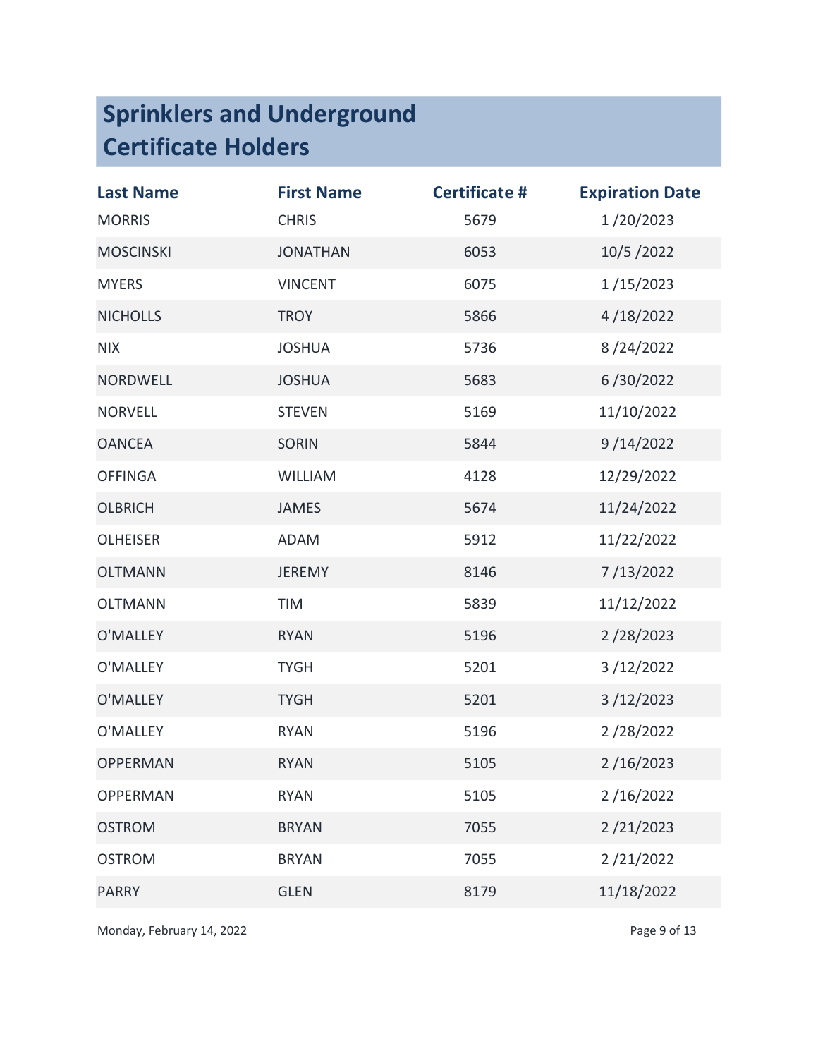# Sprinklers and Underground Certificate Holders

| Last Name | First Name | Certificate # | Expiration Date |
|---|---|---|---|
| MORRIS | CHRIS | 5679 | 1 /20/2023 |
| MOSCINSKI | JONATHAN | 6053 | 10/5 /2022 |
| MYERS | VINCENT | 6075 | 1 /15/2023 |
| NICHOLLS | TROY | 5866 | 4 /18/2022 |
| NIX | JOSHUA | 5736 | 8 /24/2022 |
| NORDWELL | JOSHUA | 5683 | 6 /30/2022 |
| NORVELL | STEVEN | 5169 | 11/10/2022 |
| OANCEA | SORIN | 5844 | 9 /14/2022 |
| OFFINGA | WILLIAM | 4128 | 12/29/2022 |
| OLBRICH | JAMES | 5674 | 11/24/2022 |
| OLHEISER | ADAM | 5912 | 11/22/2022 |
| OLTMANN | JEREMY | 8146 | 7 /13/2022 |
| OLTMANN | TIM | 5839 | 11/12/2022 |
| O'MALLEY | RYAN | 5196 | 2 /28/2023 |
| O'MALLEY | TYGH | 5201 | 3 /12/2022 |
| O'MALLEY | TYGH | 5201 | 3 /12/2023 |
| O'MALLEY | RYAN | 5196 | 2 /28/2022 |
| OPPERMAN | RYAN | 5105 | 2 /16/2023 |
| OPPERMAN | RYAN | 5105 | 2 /16/2022 |
| OSTROM | BRYAN | 7055 | 2 /21/2023 |
| OSTROM | BRYAN | 7055 | 2 /21/2022 |
| PARRY | GLEN | 8179 | 11/18/2022 |

Monday, February 14, 2022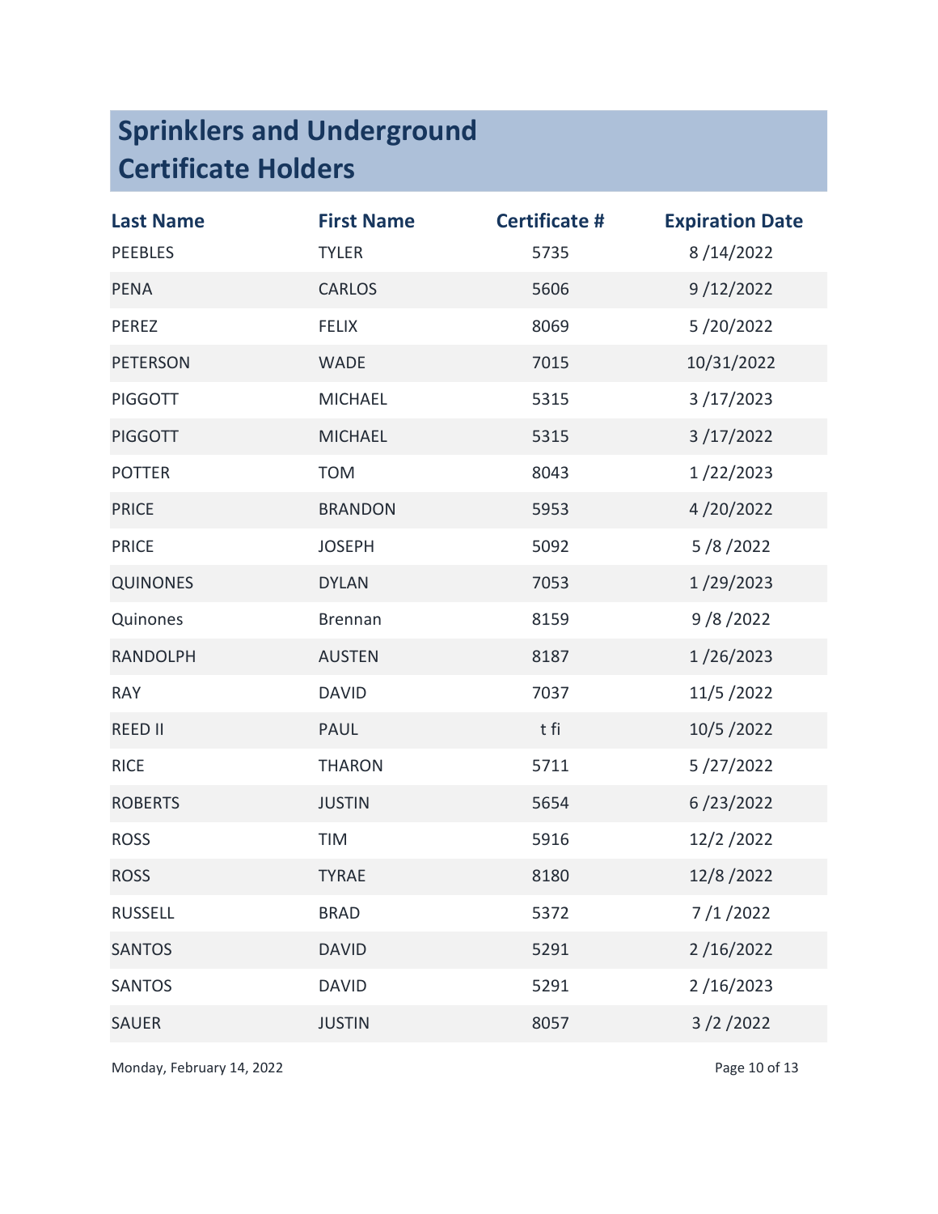# Sprinklers and Underground Certificate Holders

| Last Name | First Name | Certificate # | Expiration Date |
|---|---|---|---|
| PEEBLES | TYLER | 5735 | 8 /14/2022 |
| PENA | CARLOS | 5606 | 9 /12/2022 |
| PEREZ | FELIX | 8069 | 5 /20/2022 |
| PETERSON | WADE | 7015 | 10/31/2022 |
| PIGGOTT | MICHAEL | 5315 | 3 /17/2023 |
| PIGGOTT | MICHAEL | 5315 | 3 /17/2022 |
| POTTER | TOM | 8043 | 1 /22/2023 |
| PRICE | BRANDON | 5953 | 4 /20/2022 |
| PRICE | JOSEPH | 5092 | 5 /8 /2022 |
| QUINONES | DYLAN | 7053 | 1 /29/2023 |
| Quinones | Brennan | 8159 | 9 /8 /2022 |
| RANDOLPH | AUSTEN | 8187 | 1 /26/2023 |
| RAY | DAVID | 7037 | 11/5 /2022 |
| REED II | PAUL | t fi | 10/5 /2022 |
| RICE | THARON | 5711 | 5 /27/2022 |
| ROBERTS | JUSTIN | 5654 | 6 /23/2022 |
| ROSS | TIM | 5916 | 12/2 /2022 |
| ROSS | TYRAE | 8180 | 12/8 /2022 |
| RUSSELL | BRAD | 5372 | 7 /1 /2022 |
| SANTOS | DAVID | 5291 | 2 /16/2022 |
| SANTOS | DAVID | 5291 | 2 /16/2023 |
| SAUER | JUSTIN | 8057 | 3 /2 /2022 |

Monday, February 14, 2022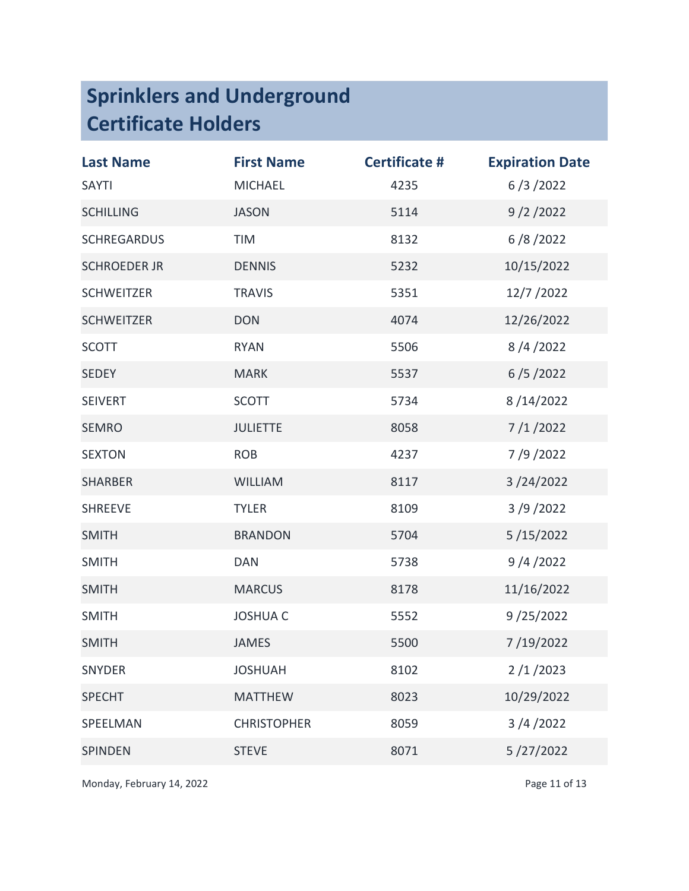# Sprinklers and Underground Certificate Holders

| Last Name | First Name | Certificate # | Expiration Date |
|---|---|---|---|
| SAYTI | MICHAEL | 4235 | 6 /3 /2022 |
| SCHILLING | JASON | 5114 | 9 /2 /2022 |
| SCHREGARDUS | TIM | 8132 | 6 /8 /2022 |
| SCHROEDER JR | DENNIS | 5232 | 10/15/2022 |
| SCHWEITZER | TRAVIS | 5351 | 12/7 /2022 |
| SCHWEITZER | DON | 4074 | 12/26/2022 |
| SCOTT | RYAN | 5506 | 8 /4 /2022 |
| SEDEY | MARK | 5537 | 6 /5 /2022 |
| SEIVERT | SCOTT | 5734 | 8 /14/2022 |
| SEMRO | JULIETTE | 8058 | 7 /1 /2022 |
| SEXTON | ROB | 4237 | 7 /9 /2022 |
| SHARBER | WILLIAM | 8117 | 3 /24/2022 |
| SHREEVE | TYLER | 8109 | 3 /9 /2022 |
| SMITH | BRANDON | 5704 | 5 /15/2022 |
| SMITH | DAN | 5738 | 9 /4 /2022 |
| SMITH | MARCUS | 8178 | 11/16/2022 |
| SMITH | JOSHUA C | 5552 | 9 /25/2022 |
| SMITH | JAMES | 5500 | 7 /19/2022 |
| SNYDER | JOSHUAH | 8102 | 2 /1 /2023 |
| SPECHT | MATTHEW | 8023 | 10/29/2022 |
| SPEELMAN | CHRISTOPHER | 8059 | 3 /4 /2022 |
| SPINDEN | STEVE | 8071 | 5 /27/2022 |

Monday, February 14, 2022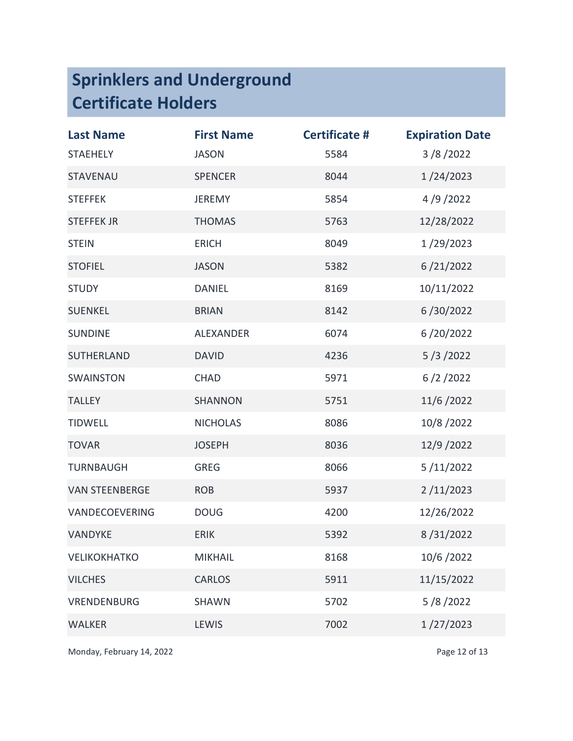# Sprinklers and Underground Certificate Holders

| Last Name | First Name | Certificate # | Expiration Date |
|---|---|---|---|
| STAEHELY | JASON | 5584 | 3 /8 /2022 |
| STAVENAU | SPENCER | 8044 | 1 /24/2023 |
| STEFFEK | JEREMY | 5854 | 4 /9 /2022 |
| STEFFEK JR | THOMAS | 5763 | 12/28/2022 |
| STEIN | ERICH | 8049 | 1 /29/2023 |
| STOFIEL | JASON | 5382 | 6 /21/2022 |
| STUDY | DANIEL | 8169 | 10/11/2022 |
| SUENKEL | BRIAN | 8142 | 6 /30/2022 |
| SUNDINE | ALEXANDER | 6074 | 6 /20/2022 |
| SUTHERLAND | DAVID | 4236 | 5 /3 /2022 |
| SWAINSTON | CHAD | 5971 | 6 /2 /2022 |
| TALLEY | SHANNON | 5751 | 11/6 /2022 |
| TIDWELL | NICHOLAS | 8086 | 10/8 /2022 |
| TOVAR | JOSEPH | 8036 | 12/9 /2022 |
| TURNBAUGH | GREG | 8066 | 5 /11/2022 |
| VAN STEENBERGE | ROB | 5937 | 2 /11/2023 |
| VANDECOEVERING | DOUG | 4200 | 12/26/2022 |
| VANDYKE | ERIK | 5392 | 8 /31/2022 |
| VELIKOKHATKO | MIKHAIL | 8168 | 10/6 /2022 |
| VILCHES | CARLOS | 5911 | 11/15/2022 |
| VRENDENBURG | SHAWN | 5702 | 5 /8 /2022 |
| WALKER | LEWIS | 7002 | 1 /27/2023 |

Monday, February 14, 2022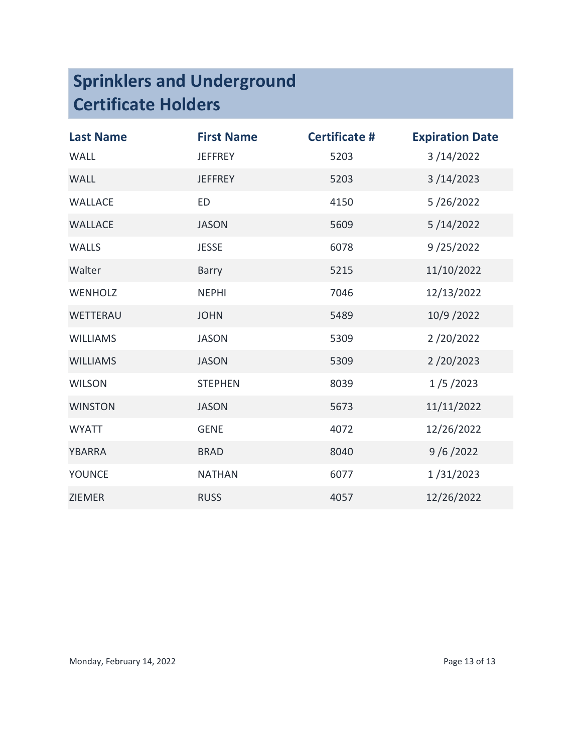# Sprinklers and Underground Certificate Holders

| Last Name | First Name | Certificate # | Expiration Date |
|---|---|---|---|
| WALL | JEFFREY | 5203 | 3 /14/2022 |
| WALL | JEFFREY | 5203 | 3 /14/2023 |
| WALLACE | ED | 4150 | 5 /26/2022 |
| WALLACE | JASON | 5609 | 5 /14/2022 |
| WALLS | JESSE | 6078 | 9 /25/2022 |
| Walter | Barry | 5215 | 11/10/2022 |
| WENHOLZ | NEPHI | 7046 | 12/13/2022 |
| WETTERAU | JOHN | 5489 | 10/9 /2022 |
| WILLIAMS | JASON | 5309 | 2 /20/2022 |
| WILLIAMS | JASON | 5309 | 2 /20/2023 |
| WILSON | STEPHEN | 8039 | 1 /5 /2023 |
| WINSTON | JASON | 5673 | 11/11/2022 |
| WYATT | GENE | 4072 | 12/26/2022 |
| YBARRA | BRAD | 8040 | 9 /6 /2022 |
| YOUNCE | NATHAN | 6077 | 1 /31/2023 |
| ZIEMER | RUSS | 4057 | 12/26/2022 |

Monday, February 14, 2022